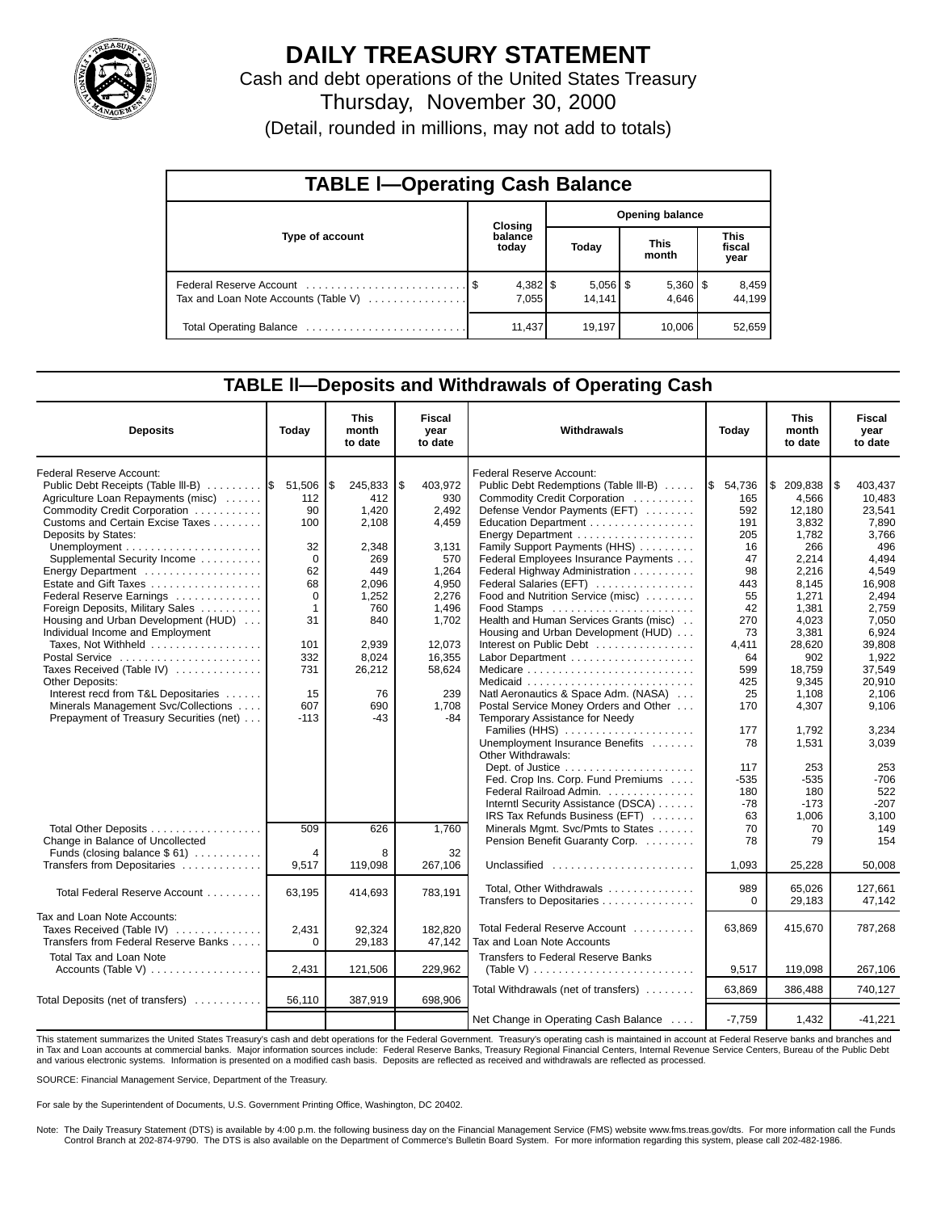# DAILY TREASURY STATEMENT

Cash and debt operations of the United States Treasury

Thursday, November 30, 2000

(Detail, rounded in millions, may not add to totals)

## TABLE I—Operating Cash Balance

| Type of account | Closing balance today | Opening balance Today | Opening balance This month | Opening balance This fiscal year |
|---|---|---|---|---|
| Federal Reserve Account | $ 4,382 | $ 5,056 | $ 5,360 | $ 8,459 |
| Tax and Loan Note Accounts (Table V) | 7,055 | 14,141 | 4,646 | 44,199 |
| Total Operating Balance | 11,437 | 19,197 | 10,006 | 52,659 |

## TABLE II—Deposits and Withdrawals of Operating Cash

| Deposits | Today | This month to date | Fiscal year to date |
|---|---|---|---|
| Federal Reserve Account: | | | |
| Public Debt Receipts (Table III-B) | $ 51,506 | $ 245,833 | $ 403,972 |
| Agriculture Loan Repayments (misc) | 112 | 412 | 930 |
| Commodity Credit Corporation | 90 | 1,420 | 2,492 |
| Customs and Certain Excise Taxes | 100 | 2,108 | 4,459 |
| Deposits by States: | | | |
| Unemployment | 32 | 2,348 | 3,131 |
| Supplemental Security Income | 0 | 269 | 570 |
| Energy Department | 62 | 449 | 1,264 |
| Estate and Gift Taxes | 68 | 2,096 | 4,950 |
| Federal Reserve Earnings | 0 | 1,252 | 2,276 |
| Foreign Deposits, Military Sales | 1 | 760 | 1,496 |
| Housing and Urban Development (HUD) | 31 | 840 | 1,702 |
| Individual Income and Employment Taxes, Not Withheld | 101 | 2,939 | 12,073 |
| Postal Service | 332 | 8,024 | 16,355 |
| Taxes Received (Table IV) | 731 | 26,212 | 58,624 |
| Other Deposits: | | | |
| Interest recd from T&L Depositaries | 15 | 76 | 239 |
| Minerals Management Svc/Collections | 607 | 690 | 1,708 |
| Prepayment of Treasury Securities (net) | -113 | -43 | -84 |
| Total Other Deposits | 509 | 626 | 1,760 |
| Change in Balance of Uncollected Funds (closing balance $ 61) | 4 | 8 | 32 |
| Transfers from Depositaries | 9,517 | 119,098 | 267,106 |
| Total Federal Reserve Account | 63,195 | 414,693 | 783,191 |
| Tax and Loan Note Accounts: | | | |
| Taxes Received (Table IV) | 2,431 | 92,324 | 182,820 |
| Transfers from Federal Reserve Banks | 0 | 29,183 | 47,142 |
| Total Tax and Loan Note Accounts (Table V) | 2,431 | 121,506 | 229,962 |
| Total Deposits (net of transfers) | 56,110 | 387,919 | 698,906 |

| Withdrawals | Today | This month to date | Fiscal year to date |
|---|---|---|---|
| Federal Reserve Account: | | | |
| Public Debt Redemptions (Table III-B) | $ 54,736 | $ 209,838 | $ 403,437 |
| Commodity Credit Corporation | 165 | 4,566 | 10,483 |
| Defense Vendor Payments (EFT) | 592 | 12,180 | 23,541 |
| Education Department | 191 | 3,832 | 7,890 |
| Energy Department | 205 | 1,782 | 3,766 |
| Family Support Payments (HHS) | 16 | 266 | 496 |
| Federal Employees Insurance Payments | 47 | 2,214 | 4,494 |
| Federal Highway Administration | 98 | 2,216 | 4,549 |
| Federal Salaries (EFT) | 443 | 8,145 | 16,908 |
| Food and Nutrition Service (misc) | 55 | 1,271 | 2,494 |
| Food Stamps | 42 | 1,381 | 2,759 |
| Health and Human Services Grants (misc) | 270 | 4,023 | 7,050 |
| Housing and Urban Development (HUD) | 73 | 3,381 | 6,924 |
| Interest on Public Debt | 4,411 | 28,620 | 39,808 |
| Labor Department | 64 | 902 | 1,922 |
| Medicare | 599 | 18,759 | 37,549 |
| Medicaid | 425 | 9,345 | 20,910 |
| Natl Aeronautics & Space Adm. (NASA) | 25 | 1,108 | 2,106 |
| Postal Service Money Orders and Other | 170 | 4,307 | 9,106 |
| Temporary Assistance for Needy Families (HHS) | 177 | 1,792 | 3,234 |
| Unemployment Insurance Benefits | 78 | 1,531 | 3,039 |
| Other Withdrawals: | | | |
| Dept. of Justice | 117 | 253 | 253 |
| Fed. Crop Ins. Corp. Fund Premiums | -535 | -535 | -706 |
| Federal Railroad Admin. | 180 | 180 | 522 |
| Interntl Security Assistance (DSCA) | -78 | -173 | -207 |
| IRS Tax Refunds Business (EFT) | 63 | 1,006 | 3,100 |
| Minerals Mgmt. Svc/Pmts to States | 70 | 70 | 149 |
| Pension Benefit Guaranty Corp. | 78 | 79 | 154 |
| Unclassified | 1,093 | 25,228 | 50,008 |
| Total, Other Withdrawals | 989 | 65,026 | 127,661 |
| Transfers to Depositaries | 0 | 29,183 | 47,142 |
| Total Federal Reserve Account | 63,869 | 415,670 | 787,268 |
| Tax and Loan Note Accounts | | | |
| Transfers to Federal Reserve Banks (Table V) | 9,517 | 119,098 | 267,106 |
| Total Withdrawals (net of transfers) | 63,869 | 386,488 | 740,127 |
| Net Change in Operating Cash Balance | -7,759 | 1,432 | -41,221 |

This statement summarizes the United States Treasury's cash and debt operations for the Federal Government. Treasury's operating cash is maintained in account at Federal Reserve banks and branches and in Tax and Loan accounts at commercial banks. Major information sources include: Federal Reserve Banks, Treasury Regional Financial Centers, Internal Revenue Service Centers, Bureau of the Public Debt and various electronic systems. Information is presented on a modified cash basis. Deposits are reflected as received and withdrawals are reflected as processed.

SOURCE: Financial Management Service, Department of the Treasury.

For sale by the Superintendent of Documents, U.S. Government Printing Office, Washington, DC 20402.

Note: The Daily Treasury Statement (DTS) is available by 4:00 p.m. the following business day on the Financial Management Service (FMS) website www.fms.treas.gov/dts. For more information call the Funds Control Branch at 202-874-9790. The DTS is also available on the Department of Commerce's Bulletin Board System. For more information regarding this system, please call 202-482-1986.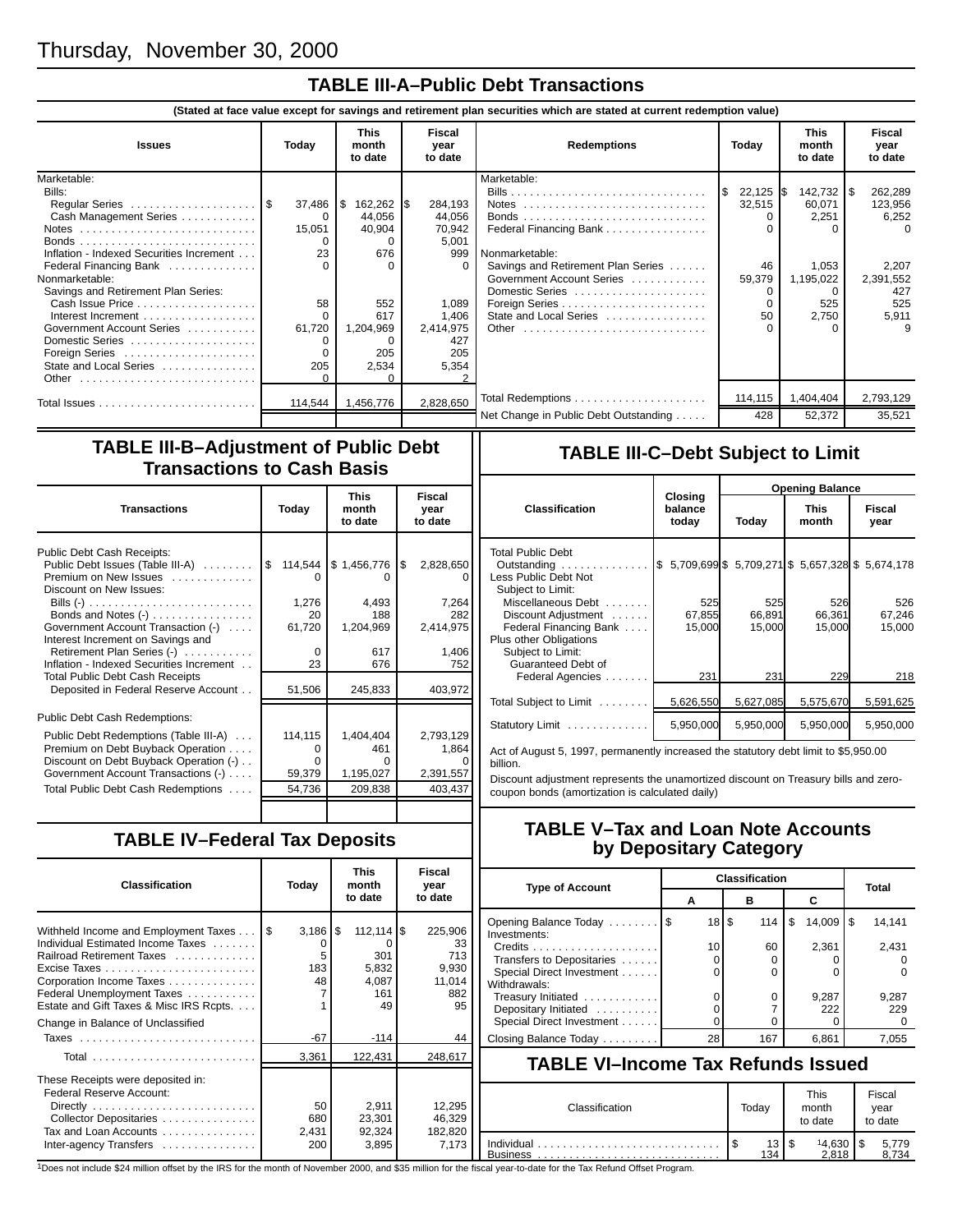Thursday, November 30, 2000

## TABLE III-A–Public Debt Transactions

(Stated at face value except for savings and retirement plan securities which are stated at current redemption value)

| Issues | Today | This month to date | Fiscal year to date |
|---|---|---|---|
| Marketable: | | | |
| Bills: | | | |
| Regular Series | $ 37,486 | $ 162,262 | $ 284,193 |
| Cash Management Series | 0 | 44,056 | 44,056 |
| Notes | 15,051 | 40,904 | 70,942 |
| Bonds | 0 | 0 | 5,001 |
| Inflation - Indexed Securities Increment | 23 | 676 | 999 |
| Federal Financing Bank | 0 | 0 | 0 |
| Nonmarketable: | | | |
| Savings and Retirement Plan Series: | | | |
| Cash Issue Price | 58 | 552 | 1,089 |
| Interest Increment | 0 | 617 | 1,406 |
| Government Account Series | 61,720 | 1,204,969 | 2,414,975 |
| Domestic Series | 0 | 0 | 427 |
| Foreign Series | 0 | 205 | 205 |
| State and Local Series | 205 | 2,534 | 5,354 |
| Other | 0 | 0 | 2 |
| Total Issues | 114,544 | 1,456,776 | 2,828,650 |

| Redemptions | Today | This month to date | Fiscal year to date |
|---|---|---|---|
| Marketable: | | | |
| Bills | $ 22,125 | $ 142,732 | $ 262,289 |
| Notes | 32,515 | 60,071 | 123,956 |
| Bonds | 0 | 2,251 | 6,252 |
| Federal Financing Bank | 0 | 0 | 0 |
| Nonmarketable: | | | |
| Savings and Retirement Plan Series | 46 | 1,053 | 2,207 |
| Government Account Series | 59,379 | 1,195,022 | 2,391,552 |
| Domestic Series | 0 | 0 | 427 |
| Foreign Series | 0 | 525 | 525 |
| State and Local Series | 50 | 2,750 | 5,911 |
| Other | 0 | 0 | 9 |
| Total Redemptions | 114,115 | 1,404,404 | 2,793,129 |
| Net Change in Public Debt Outstanding | 428 | 52,372 | 35,521 |

## TABLE III-B–Adjustment of Public Debt Transactions to Cash Basis

| Transactions | Today | This month to date | Fiscal year to date |
|---|---|---|---|
| Public Debt Cash Receipts: | | | |
| Public Debt Issues (Table III-A) | $ 114,544 | $ 1,456,776 | $ 2,828,650 |
| Premium on New Issues | 0 | 0 | 0 |
| Discount on New Issues: | | | |
| Bills (-) | 1,276 | 4,493 | 7,264 |
| Bonds and Notes (-) | 20 | 188 | 282 |
| Government Account Transaction (-) | 61,720 | 1,204,969 | 2,414,975 |
| Interest Increment on Savings and Retirement Plan Series (-) | 0 | 617 | 1,406 |
| Inflation - Indexed Securities Increment | 23 | 676 | 752 |
| Total Public Debt Cash Receipts Deposited in Federal Reserve Account | 51,506 | 245,833 | 403,972 |
| Public Debt Cash Redemptions: | | | |
| Public Debt Redemptions (Table III-A) | 114,115 | 1,404,404 | 2,793,129 |
| Premium on Debt Buyback Operation | 0 | 461 | 1,864 |
| Discount on Debt Buyback Operation (-) | 0 | 0 | 0 |
| Government Account Transactions (-) | 59,379 | 1,195,027 | 2,391,557 |
| Total Public Debt Cash Redemptions | 54,736 | 209,838 | 403,437 |

## TABLE III-C–Debt Subject to Limit

| Classification | Closing balance today | Opening Balance | | |
|---|---|---|---|---|
| | | Today | This month | Fiscal year |
| Total Public Debt Outstanding | $ 5,709,699 | $ 5,709,271 | $ 5,657,328 | $ 5,674,178 |
| Less Public Debt Not Subject to Limit: | | | | |
| Miscellaneous Debt | 525 | 525 | 526 | 526 |
| Discount Adjustment | 67,855 | 66,891 | 66,361 | 67,246 |
| Federal Financing Bank | 15,000 | 15,000 | 15,000 | 15,000 |
| Plus other Obligations Subject to Limit: | | | | |
| Guaranteed Debt of Federal Agencies | 231 | 231 | 229 | 218 |
| Total Subject to Limit | 5,626,550 | 5,627,085 | 5,575,670 | 5,591,625 |
| Statutory Limit | 5,950,000 | 5,950,000 | 5,950,000 | 5,950,000 |

Act of August 5, 1997, permanently increased the statutory debt limit to $5,950.00 billion.

Discount adjustment represents the unamortized discount on Treasury bills and zero-coupon bonds (amortization is calculated daily)

## TABLE IV–Federal Tax Deposits

| Classification | Today | This month to date | Fiscal year to date |
|---|---|---|---|
| Withheld Income and Employment Taxes | $ 3,186 | $ 112,114 | $ 225,906 |
| Individual Estimated Income Taxes | 0 | 0 | 33 |
| Railroad Retirement Taxes | 5 | 301 | 713 |
| Excise Taxes | 183 | 5,832 | 9,930 |
| Corporation Income Taxes | 48 | 4,087 | 11,014 |
| Federal Unemployment Taxes | 7 | 161 | 882 |
| Estate and Gift Taxes & Misc IRS Rcpts. | 1 | 49 | 95 |
| Change in Balance of Unclassified Taxes | -67 | -114 | 44 |
| Total | 3,361 | 122,431 | 248,617 |
| These Receipts were deposited in: | | | |
| Federal Reserve Account: | | | |
| Directly | 50 | 2,911 | 12,295 |
| Collector Depositaries | 680 | 23,301 | 46,329 |
| Tax and Loan Accounts | 2,431 | 92,324 | 182,820 |
| Inter-agency Transfers | 200 | 3,895 | 7,173 |

## TABLE V–Tax and Loan Note Accounts by Depositary Category

| Type of Account | Classification | | | Total |
|---|---|---|---|---|
| | A | B | C | |
| Opening Balance Today | $ 18 | $ 114 | $ 14,009 | $ 14,141 |
| Investments: | | | | |
| Credits | 10 | 60 | 2,361 | 2,431 |
| Transfers to Depositaries | 0 | 0 | 0 | 0 |
| Special Direct Investment | 0 | 0 | 0 | 0 |
| Withdrawals: | | | | |
| Treasury Initiated | 0 | 0 | 9,287 | 9,287 |
| Depositary Initiated | 0 | 7 | 222 | 229 |
| Special Direct Investment | 0 | 0 | 0 | 0 |
| Closing Balance Today | 28 | 167 | 6,861 | 7,055 |

## TABLE VI–Income Tax Refunds Issued

| Classification | Today | This month to date | Fiscal year to date |
|---|---|---|---|
| Individual | $ 13 | $ [1]4,630 | $ 5,779 |
| Business | 134 | 2,818 | 8,734 |

[1]Does not include $24 million offset by the IRS for the month of November 2000, and $35 million for the fiscal year-to-date for the Tax Refund Offset Program.